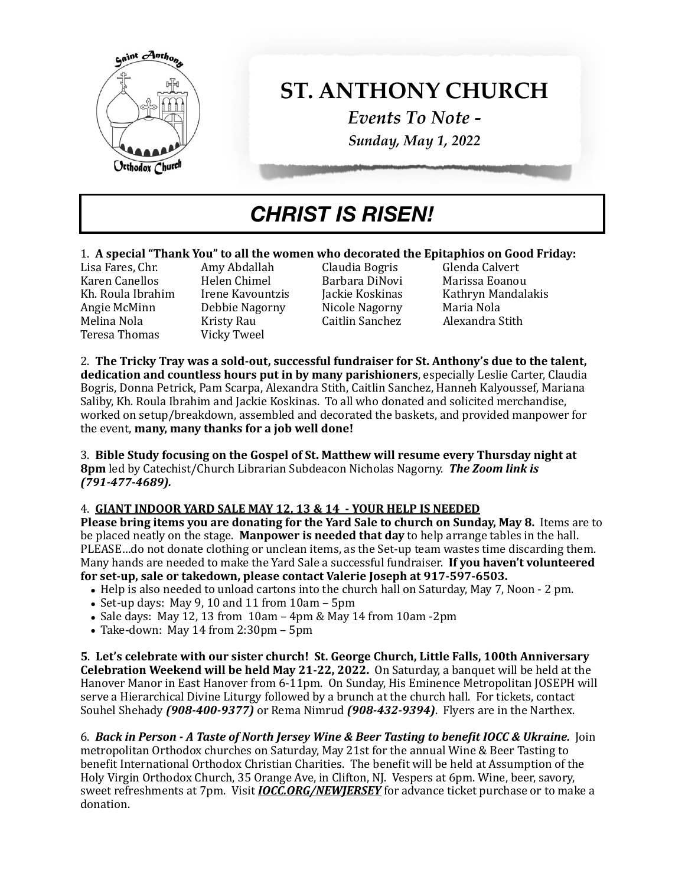# ST. ANTHONY CHURCH

*Events To Note -*

*Sunday, May 1, 2022*

## *CHRIST IS RISEN!*

1. **A special "Thank You" to all the women who decorated the Epitaphios on Good Friday:**

| | | | |
|---|---|---|---|
| Lisa Fares, Chr. | Amy Abdallah | Claudia Bogris | Glenda Calvert |
| Karen Canellos | Helen Chimel | Barbara DiNovi | Marissa Eoanou |
| Kh. Roula Ibrahim | Irene Kavountzis | Jackie Koskinas | Kathryn Mandalakis |
| Angie McMinn | Debbie Nagorny | Nicole Nagorny | Maria Nola |
| Melina Nola | Kristy Rau | Caitlin Sanchez | Alexandra Stith |
| Teresa Thomas | Vicky Tweel | | |

2. **The Tricky Tray was a sold-out, successful fundraiser for St. Anthony's due to the talent, dedication and countless hours put in by many parishioners**, especially Leslie Carter, Claudia Bogris, Donna Petrick, Pam Scarpa, Alexandra Stith, Caitlin Sanchez, Hanneh Kalyoussef, Mariana Saliby, Kh. Roula Ibrahim and Jackie Koskinas. To all who donated and solicited merchandise, worked on setup/breakdown, assembled and decorated the baskets, and provided manpower for the event, **many, many thanks for a job well done!**

3. **Bible Study focusing on the Gospel of St. Matthew will resume every Thursday night at 8pm** led by Catechist/Church Librarian Subdeacon Nicholas Nagorny. ***The Zoom link is (791-477-4689).***

4. **GIANT INDOOR YARD SALE MAY 12, 13 & 14 - YOUR HELP IS NEEDED**
**Please bring items you are donating for the Yard Sale to church on Sunday, May 8.** Items are to be placed neatly on the stage. **Manpower is needed that day** to help arrange tables in the hall. PLEASE…do not donate clothing or unclean items, as the Set-up team wastes time discarding them. Many hands are needed to make the Yard Sale a successful fundraiser. **If you haven't volunteered for set-up, sale or takedown, please contact Valerie Joseph at 917-597-6503.**

- Help is also needed to unload cartons into the church hall on Saturday, May 7, Noon - 2 pm.
- Set-up days: May 9, 10 and 11 from 10am – 5pm
- Sale days: May 12, 13 from 10am – 4pm & May 14 from 10am -2pm
- Take-down: May 14 from 2:30pm – 5pm

**5**. **Let's celebrate with our sister church! St. George Church, Little Falls, 100th Anniversary Celebration Weekend will be held May 21-22, 2022.** On Saturday, a banquet will be held at the Hanover Manor in East Hanover from 6-11pm. On Sunday, His Eminence Metropolitan JOSEPH will serve a Hierarchical Divine Liturgy followed by a brunch at the church hall. For tickets, contact Souhel Shehady ***(908-400-9377)*** or Rema Nimrud ***(908-432-9394)***. Flyers are in the Narthex.

6. ***Back in Person - A Taste of North Jersey Wine & Beer Tasting to benefit IOCC & Ukraine.*** Join metropolitan Orthodox churches on Saturday, May 21st for the annual Wine & Beer Tasting to benefit International Orthodox Christian Charities. The benefit will be held at Assumption of the Holy Virgin Orthodox Church, 35 Orange Ave, in Clifton, NJ. Vespers at 6pm. Wine, beer, savory, sweet refreshments at 7pm. Visit ***IOCC.ORG/NEWJERSEY*** for advance ticket purchase or to make a donation.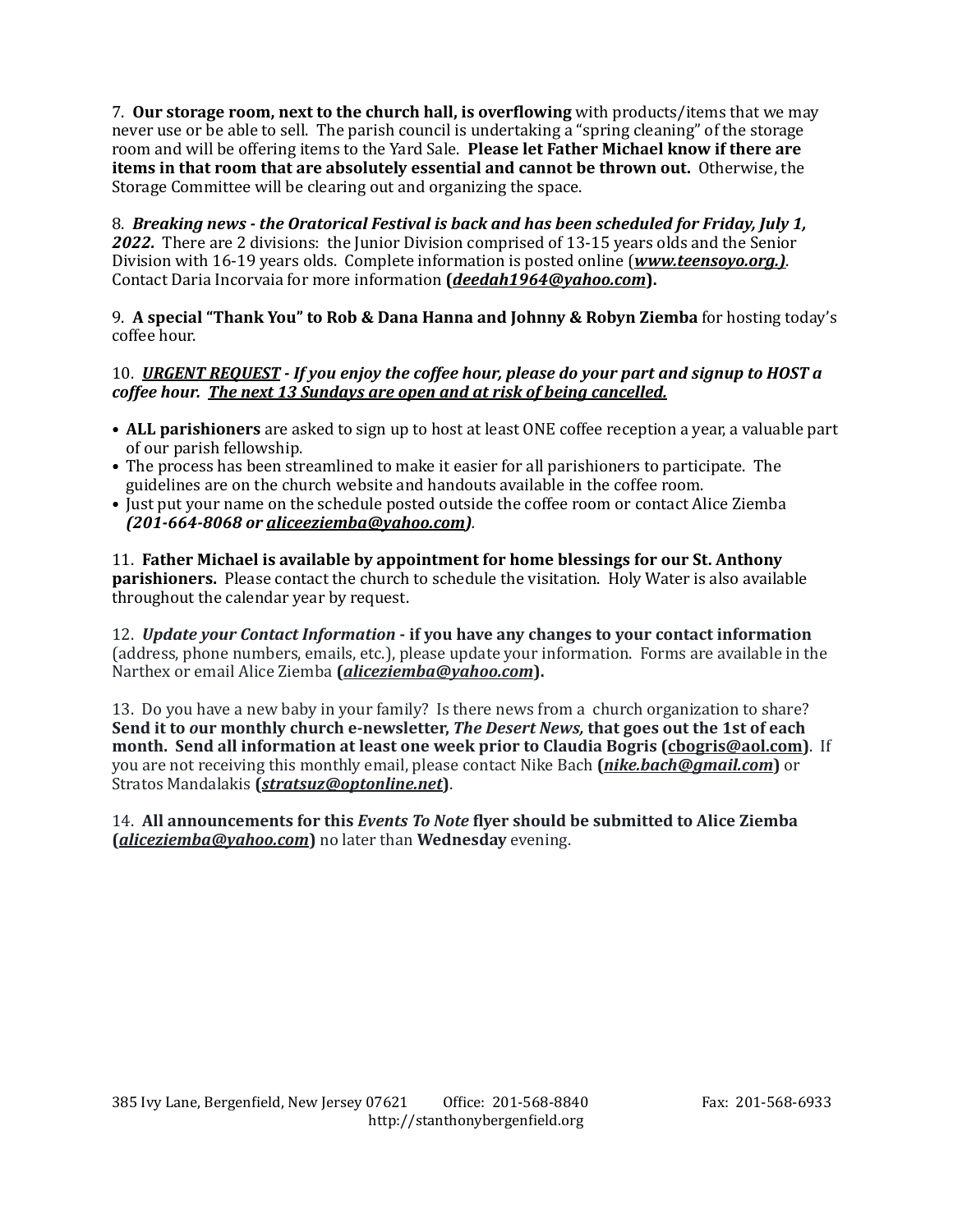7. **Our storage room, next to the church hall, is overflowing** with products/items that we may never use or be able to sell. The parish council is undertaking a "spring cleaning" of the storage room and will be offering items to the Yard Sale. **Please let Father Michael know if there are items in that room that are absolutely essential and cannot be thrown out.** Otherwise, the Storage Committee will be clearing out and organizing the space.

8. ***Breaking news - the Oratorical Festival is back and has been scheduled for Friday, July 1, 2022.*** There are 2 divisions: the Junior Division comprised of 13-15 years olds and the Senior Division with 16-19 years olds. Complete information is posted online (***www.teensoyo.org.)***. Contact Daria Incorvaia for more information **(*deedah1964@yahoo.com*).**

9. **A special "Thank You" to Rob & Dana Hanna and Johnny & Robyn Ziemba** for hosting today's coffee hour.

10. ***URGENT REQUEST - If you enjoy the coffee hour, please do your part and signup to HOST a coffee hour. The next 13 Sundays are open and at risk of being cancelled.***

- **ALL parishioners** are asked to sign up to host at least ONE coffee reception a year, a valuable part of our parish fellowship.
- The process has been streamlined to make it easier for all parishioners to participate. The guidelines are on the church website and handouts available in the coffee room.
- Just put your name on the schedule posted outside the coffee room or contact Alice Ziemba ***(201-664-8068 or aliceeziemba@yahoo.com)***.

11. **Father Michael is available by appointment for home blessings for our St. Anthony parishioners.** Please contact the church to schedule the visitation. Holy Water is also available throughout the calendar year by request.

12. *Update your Contact Information* **- if you have any changes to your contact information** (address, phone numbers, emails, etc.), please update your information. Forms are available in the Narthex or email Alice Ziemba **(*aliceziemba@yahoo.com*).**

13. Do you have a new baby in your family? Is there news from a church organization to share? **Send it to our monthly church e-newsletter, *The Desert News,* that goes out the 1st of each month. Send all information at least one week prior to Claudia Bogris (cbogris@aol.com)**. If you are not receiving this monthly email, please contact Nike Bach **(*nike.bach@gmail.com*)** or Stratos Mandalakis **(*stratsuz@optonline.net*)**.

14. **All announcements for this *Events To Note* flyer should be submitted to Alice Ziemba (*aliceziemba@yahoo.com*)** no later than **Wednesday** evening.

385 Ivy Lane, Bergenfield, New Jersey 07621 Office: 201-568-8840 Fax: 201-568-6933
http://stanthonybergenfield.org